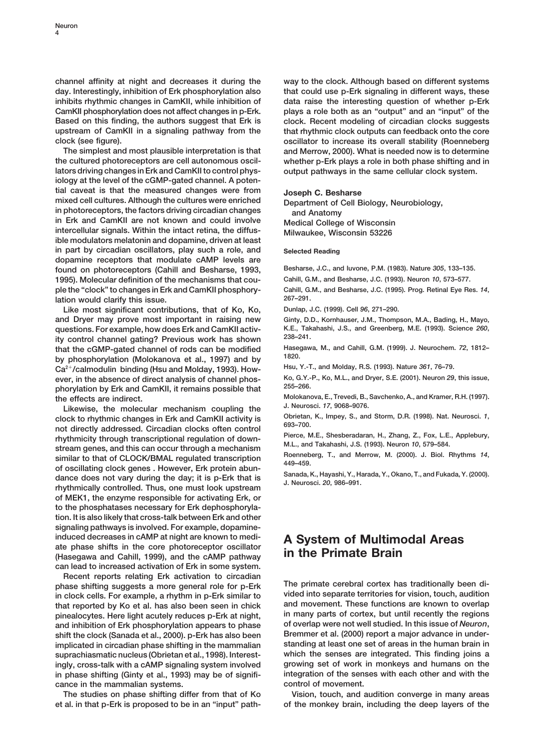channel affinity at night and decreases it during the day. Interestingly, inhibition of Erk phosphorylation also inhibits rhythmic changes in CamKII, while inhibition of CamKII phosphorylation does not affect changes in p-Erk. Based on this finding, the authors suggest that Erk is upstream of CamKII in a signaling pathway from the clock (see figure).

The simplest and most plausible interpretation is that the cultured photoreceptors are cell autonomous oscillators driving changes in Erk and CamKII to control physiology at the level of the cGMP-gated channel. A potential caveat is that the measured changes were from mixed cell cultures. Although the cultures were enriched in photoreceptors, the factors driving circadian changes in Erk and CamKII are not known and could involve intercellular signals. Within the intact retina, the diffusible modulators melatonin and dopamine, driven at least in part by circadian oscillators, play such a role, and dopamine receptors that modulate cAMP levels are found on photoreceptors (Cahill and Besharse, 1993, 1995). Molecular definition of the mechanisms that couple the "clock" to changes in Erk and CamKII phosphorylation would clarify this issue.

Like most significant contributions, that of Ko, Ko, and Dryer may prove most important in raising new questions. For example, how does Erk and CamKII activity control channel gating? Previous work has shown that the cGMP-gated channel of rods can be modified by phosphorylation (Molokanova et al., 1997) and by $Ca^{2+}$/calmodulin binding (Hsu and Molday, 1993). However, in the absence of direct analysis of channel phosphorylation by Erk and CamKII, it remains possible that the effects are indirect.

Likewise, the molecular mechanism coupling the clock to rhythmic changes in Erk and CamKII activity is not directly addressed. Circadian clocks often control rhythmicity through transcriptional regulation of downstream genes, and this can occur through a mechanism similar to that of CLOCK/BMAL regulated transcription of oscillating clock genes . However, Erk protein abundance does not vary during the day; it is p-Erk that is rhythmically controlled. Thus, one must look upstream of MEK1, the enzyme responsible for activating Erk, or to the phosphatases necessary for Erk dephosphorylation. It is also likely that cross-talk between Erk and other signaling pathways is involved. For example, dopamine-induced decreases in cAMP at night are known to mediate phase shifts in the core photoreceptor oscillator (Hasegawa and Cahill, 1999), and the cAMP pathway can lead to increased activation of Erk in some system.

Recent reports relating Erk activation to circadian phase shifting suggests a more general role for p-Erk in clock cells. For example, a rhythm in p-Erk similar to that reported by Ko et al. has also been seen in chick pinealocytes. Here light acutely reduces p-Erk at night, and inhibition of Erk phosphorylation appears to phase shift the clock (Sanada et al., 2000). p-Erk has also been implicated in circadian phase shifting in the mammalian suprachiasmatic nucleus (Obrietan et al., 1998). Interestingly, cross-talk with a cAMP signaling system involved in phase shifting (Ginty et al., 1993) may be of significance in the mammalian systems.

The studies on phase shifting differ from that of Ko et al. in that p-Erk is proposed to be in an "input" pathway to the clock. Although based on different systems that could use p-Erk signaling in different ways, these data raise the interesting question of whether p-Erk plays a role both as an "output" and an "input" of the clock. Recent modeling of circadian clocks suggests that rhythmic clock outputs can feedback onto the core oscillator to increase its overall stability (Roenneberg and Merrow, 2000). What is needed now is to determine whether p-Erk plays a role in both phase shifting and in output pathways in the same cellular clock system.

**Joseph C. Besharse**
Department of Cell Biology, Neurobiology, and Anatomy
Medical College of Wisconsin
Milwaukee, Wisconsin 53226

**Selected Reading**

Besharse, J.C., and Iuvone, P.M. (1983). Nature *305*, 133–135.

Cahill, G.M., and Besharse, J.C. (1993). Neuron *10*, 573–577.

Cahill, G.M., and Besharse, J.C. (1995). Prog. Retinal Eye Res. *14*, 267–291.

Dunlap, J.C. (1999). Cell *96*, 271–290.

Ginty, D.D., Kornhauser, J.M., Thompson, M.A., Bading, H., Mayo, K.E., Takahashi, J.S., and Greenberg, M.E. (1993). Science *260*, 238–241.

Hasegawa, M., and Cahill, G.M. (1999). J. Neurochem. *72*, 1812–1820.

Hsu, Y.-T., and Molday, R.S. (1993). Nature *361*, 76–79.

Ko, G.Y.-P., Ko, M.L., and Dryer, S.E. (2001). Neuron *29*, this issue, 255–266.

Molokanova, E., Trevedi, B., Savchenko, A., and Kramer, R.H. (1997). J. Neurosci. *17*, 9068–9076.

Obrietan, K., Impey, S., and Storm, D.R. (1998). Nat. Neurosci. *1*, 693–700.

Pierce, M.E., Shesberadaran, H., Zhang, Z., Fox, L.E., Applebury, M.L., and Takahashi, J.S. (1993). Neuron *10*, 579–584.

Roenneberg, T., and Merrow, M. (2000). J. Biol. Rhythms *14*, 449–459.

Sanada, K., Hayashi, Y., Harada, Y., Okano, T., and Fukada, Y. (2000). J. Neurosci. *20*, 986–991.

# A System of Multimodal Areas in the Primate Brain

The primate cerebral cortex has traditionally been divided into separate territories for vision, touch, audition and movement. These functions are known to overlap in many parts of cortex, but until recently the regions of overlap were not well studied. In this issue of *Neuron*, Bremmer et al. (2000) report a major advance in understanding at least one set of areas in the human brain in which the senses are integrated. This finding joins a growing set of work in monkeys and humans on the integration of the senses with each other and with the control of movement.

Vision, touch, and audition converge in many areas of the monkey brain, including the deep layers of the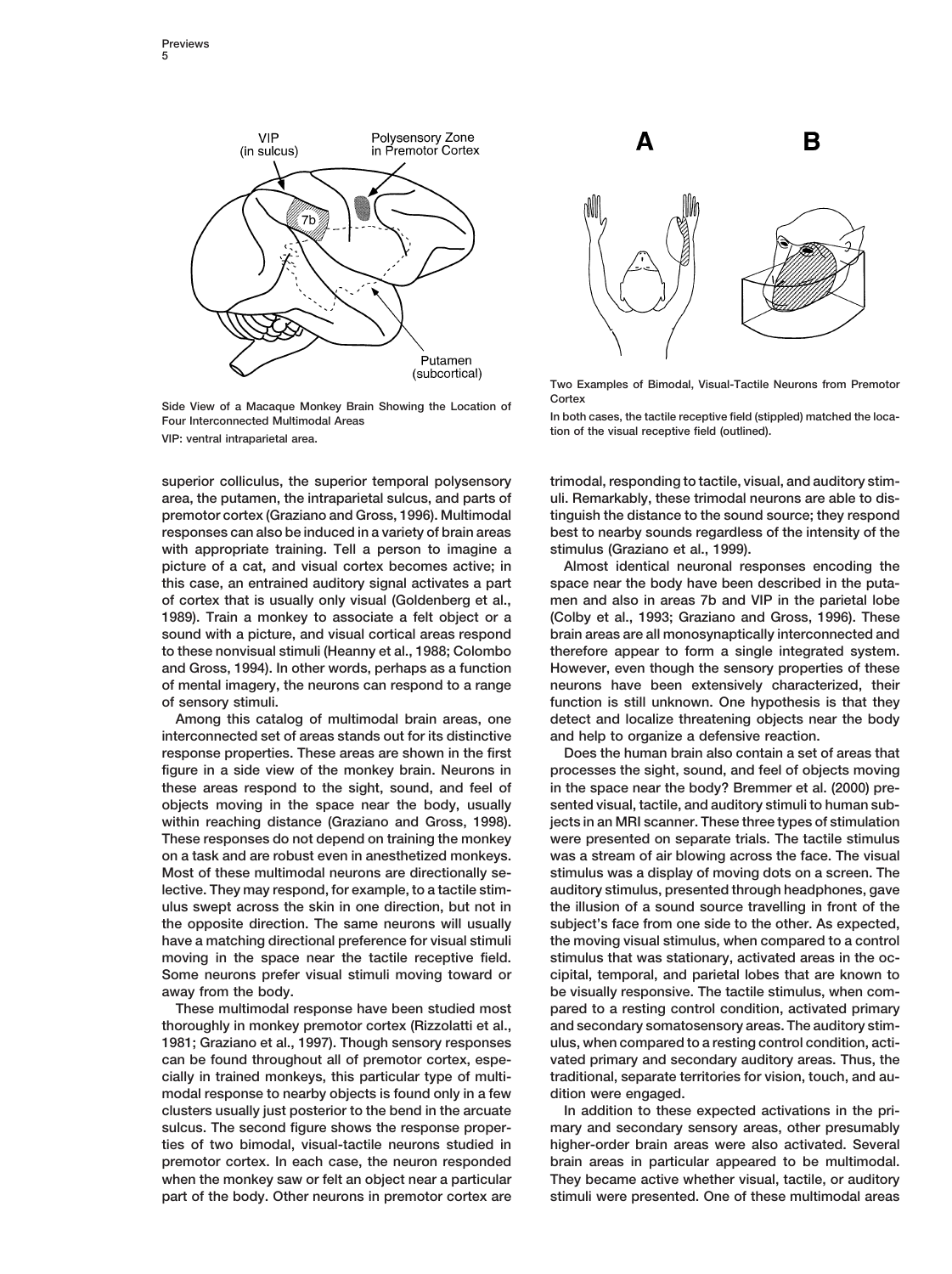Side View of a Macaque Monkey Brain Showing the Location of Four Interconnected Multimodal Areas

VIP: ventral intraparietal area.

VIP (in sulcus)

Polysensory Zone in Premotor Cortex

7b

Putamen (subcortical)

A

B

Two Examples of Bimodal, Visual-Tactile Neurons from Premotor Cortex

In both cases, the tactile receptive field (stippled) matched the location of the visual receptive field (outlined).

superior colliculus, the superior temporal polysensory area, the putamen, the intraparietal sulcus, and parts of premotor cortex (Graziano and Gross, 1996). Multimodal responses can also be induced in a variety of brain areas with appropriate training. Tell a person to imagine a picture of a cat, and visual cortex becomes active; in this case, an entrained auditory signal activates a part of cortex that is usually only visual (Goldenberg et al., 1989). Train a monkey to associate a felt object or a sound with a picture, and visual cortical areas respond to these nonvisual stimuli (Heanny et al., 1988; Colombo and Gross, 1994). In other words, perhaps as a function of mental imagery, the neurons can respond to a range of sensory stimuli.

Among this catalog of multimodal brain areas, one interconnected set of areas stands out for its distinctive response properties. These areas are shown in the first figure in a side view of the monkey brain. Neurons in these areas respond to the sight, sound, and feel of objects moving in the space near the body, usually within reaching distance (Graziano and Gross, 1998). These responses do not depend on training the monkey on a task and are robust even in anesthetized monkeys. Most of these multimodal neurons are directionally selective. They may respond, for example, to a tactile stimulus swept across the skin in one direction, but not in the opposite direction. The same neurons will usually have a matching directional preference for visual stimuli moving in the space near the tactile receptive field. Some neurons prefer visual stimuli moving toward or away from the body.

These multimodal response have been studied most thoroughly in monkey premotor cortex (Rizzolatti et al., 1981; Graziano et al., 1997). Though sensory responses can be found throughout all of premotor cortex, especially in trained monkeys, this particular type of multimodal response to nearby objects is found only in a few clusters usually just posterior to the bend in the arcuate sulcus. The second figure shows the response properties of two bimodal, visual-tactile neurons studied in premotor cortex. In each case, the neuron responded when the monkey saw or felt an object near a particular part of the body. Other neurons in premotor cortex are trimodal, responding to tactile, visual, and auditory stimuli. Remarkably, these trimodal neurons are able to distinguish the distance to the sound source; they respond best to nearby sounds regardless of the intensity of the stimulus (Graziano et al., 1999).

Almost identical neuronal responses encoding the space near the body have been described in the putamen and also in areas 7b and VIP in the parietal lobe (Colby et al., 1993; Graziano and Gross, 1996). These brain areas are all monosynaptically interconnected and therefore appear to form a single integrated system. However, even though the sensory properties of these neurons have been extensively characterized, their function is still unknown. One hypothesis is that they detect and localize threatening objects near the body and help to organize a defensive reaction.

Does the human brain also contain a set of areas that processes the sight, sound, and feel of objects moving in the space near the body? Bremmer et al. (2000) presented visual, tactile, and auditory stimuli to human subjects in an MRI scanner. These three types of stimulation were presented on separate trials. The tactile stimulus was a stream of air blowing across the face. The visual stimulus was a display of moving dots on a screen. The auditory stimulus, presented through headphones, gave the illusion of a sound source travelling in front of the subject's face from one side to the other. As expected, the moving visual stimulus, when compared to a control stimulus that was stationary, activated areas in the occipital, temporal, and parietal lobes that are known to be visually responsive. The tactile stimulus, when compared to a resting control condition, activated primary and secondary somatosensory areas. The auditory stimulus, when compared to a resting control condition, activated primary and secondary auditory areas. Thus, the traditional, separate territories for vision, touch, and audition were engaged.

In addition to these expected activations in the primary and secondary sensory areas, other presumably higher-order brain areas were also activated. Several brain areas in particular appeared to be multimodal. They became active whether visual, tactile, or auditory stimuli were presented. One of these multimodal areas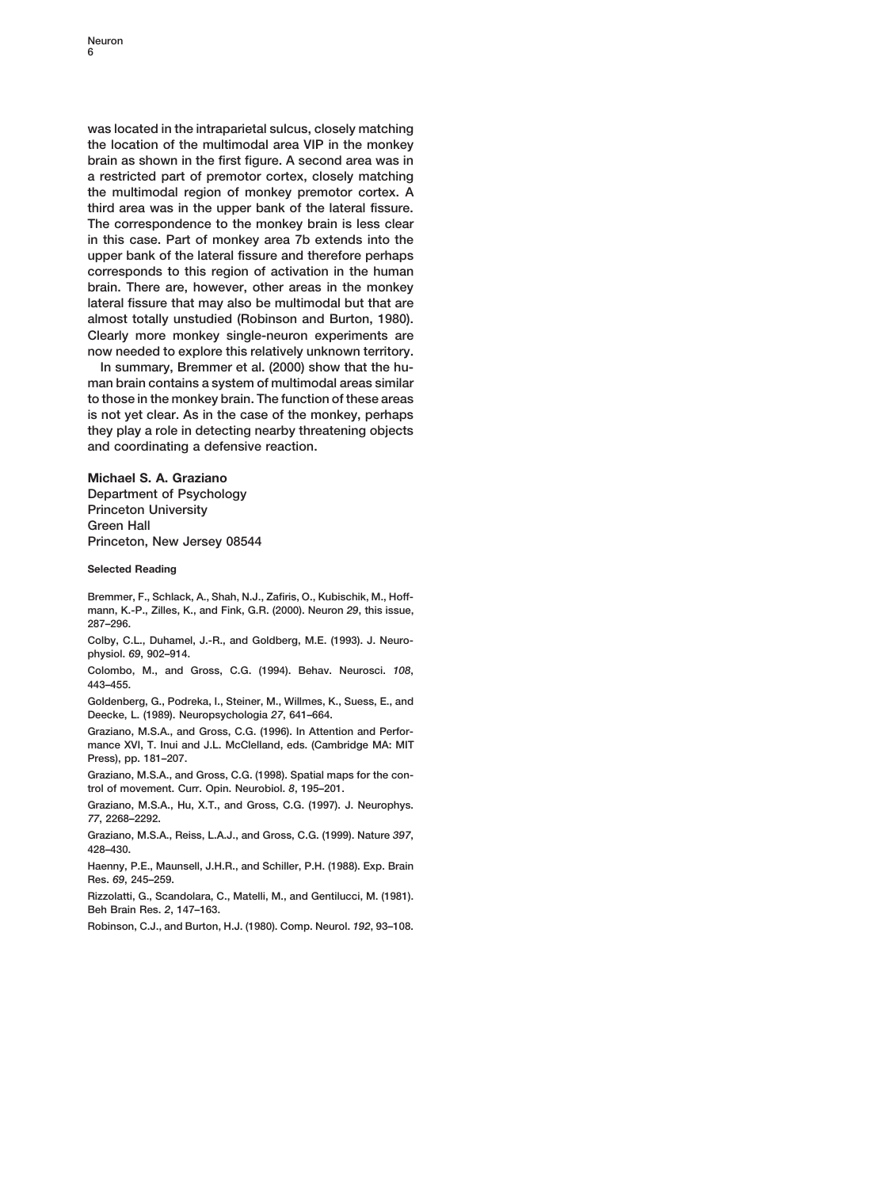was located in the intraparietal sulcus, closely matching the location of the multimodal area VIP in the monkey brain as shown in the first figure. A second area was in a restricted part of premotor cortex, closely matching the multimodal region of monkey premotor cortex. A third area was in the upper bank of the lateral fissure. The correspondence to the monkey brain is less clear in this case. Part of monkey area 7b extends into the upper bank of the lateral fissure and therefore perhaps corresponds to this region of activation in the human brain. There are, however, other areas in the monkey lateral fissure that may also be multimodal but that are almost totally unstudied (Robinson and Burton, 1980). Clearly more monkey single-neuron experiments are now needed to explore this relatively unknown territory.

In summary, Bremmer et al. (2000) show that the human brain contains a system of multimodal areas similar to those in the monkey brain. The function of these areas is not yet clear. As in the case of the monkey, perhaps they play a role in detecting nearby threatening objects and coordinating a defensive reaction.

**Michael S. A. Graziano**
Department of Psychology
Princeton University
Green Hall
Princeton, New Jersey 08544

### Selected Reading

Bremmer, F., Schlack, A., Shah, N.J., Zafiris, O., Kubischik, M., Hoffmann, K.-P., Zilles, K., and Fink, G.R. (2000). Neuron *29*, this issue, 287–296.

Colby, C.L., Duhamel, J.-R., and Goldberg, M.E. (1993). J. Neurophysiol. *69*, 902–914.

Colombo, M., and Gross, C.G. (1994). Behav. Neurosci. *108*, 443–455.

Goldenberg, G., Podreka, I., Steiner, M., Willmes, K., Suess, E., and Deecke, L. (1989). Neuropsychologia *27*, 641–664.

Graziano, M.S.A., and Gross, C.G. (1996). In Attention and Performance XVI, T. Inui and J.L. McClelland, eds. (Cambridge MA: MIT Press), pp. 181–207.

Graziano, M.S.A., and Gross, C.G. (1998). Spatial maps for the control of movement. Curr. Opin. Neurobiol. *8*, 195–201.

Graziano, M.S.A., Hu, X.T., and Gross, C.G. (1997). J. Neurophys. *77*, 2268–2292.

Graziano, M.S.A., Reiss, L.A.J., and Gross, C.G. (1999). Nature *397*, 428–430.

Haenny, P.E., Maunsell, J.H.R., and Schiller, P.H. (1988). Exp. Brain Res. *69*, 245–259.

Rizzolatti, G., Scandolara, C., Matelli, M., and Gentilucci, M. (1981). Beh Brain Res. *2*, 147–163.

Robinson, C.J., and Burton, H.J. (1980). Comp. Neurol. *192*, 93–108.